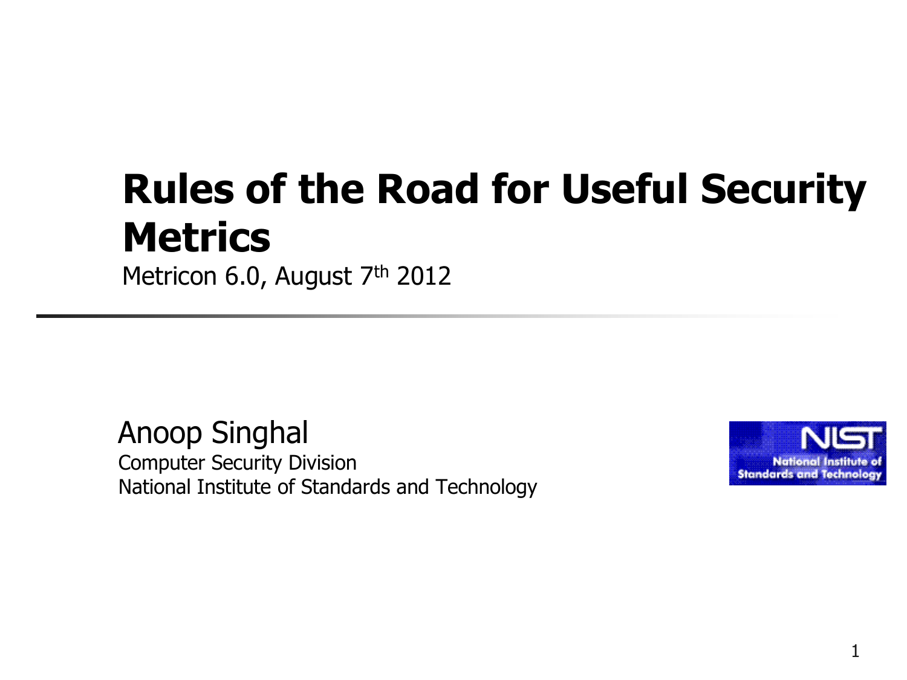# Rules of the Road for Useful Security Metrics

Metricon 6.0, August 7th 2012

Anoop Singhal

Computer Security Division

National Institute of Standards and Technology

NIST

National Institute of Standards and Technology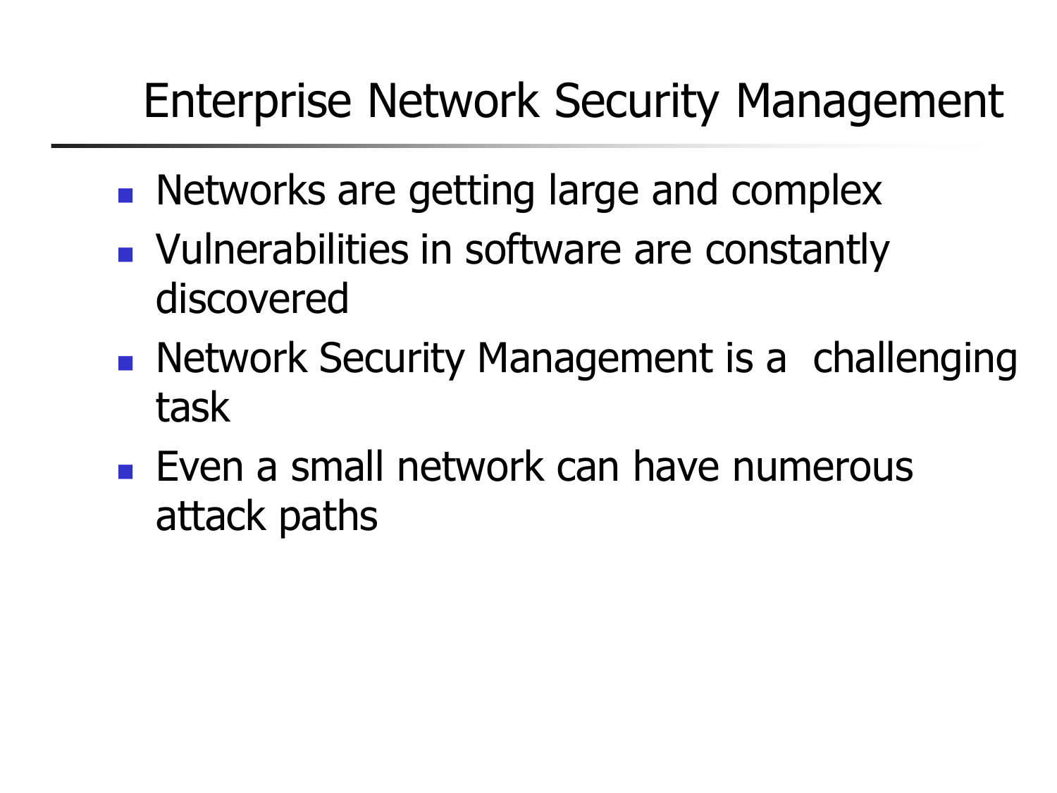# Enterprise Network Security Management

- Networks are getting large and complex
- Vulnerabilities in software are constantly discovered
- Network Security Management is a challenging task
- Even a small network can have numerous attack paths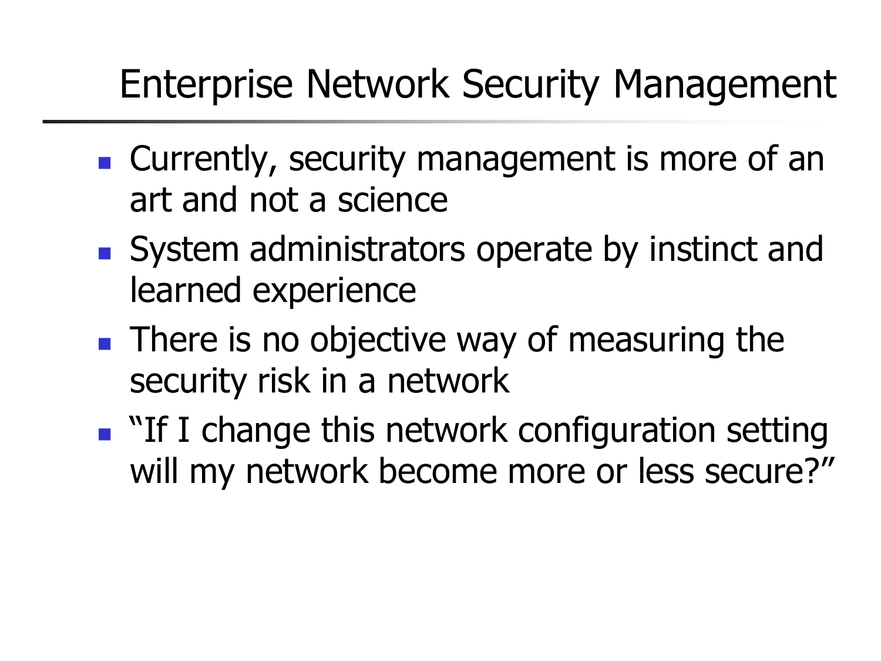# Enterprise Network Security Management

- Currently, security management is more of an art and not a science
- System administrators operate by instinct and learned experience
- There is no objective way of measuring the security risk in a network
- "If I change this network configuration setting will my network become more or less secure?"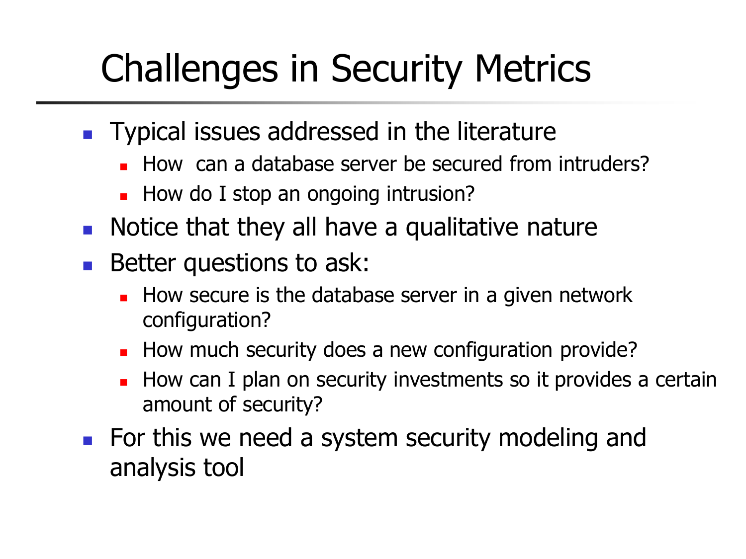# Challenges in Security Metrics

- Typical issues addressed in the literature
  - How can a database server be secured from intruders?
  - How do I stop an ongoing intrusion?
- Notice that they all have a qualitative nature
- Better questions to ask:
  - How secure is the database server in a given network configuration?
  - How much security does a new configuration provide?
  - How can I plan on security investments so it provides a certain amount of security?
- For this we need a system security modeling and analysis tool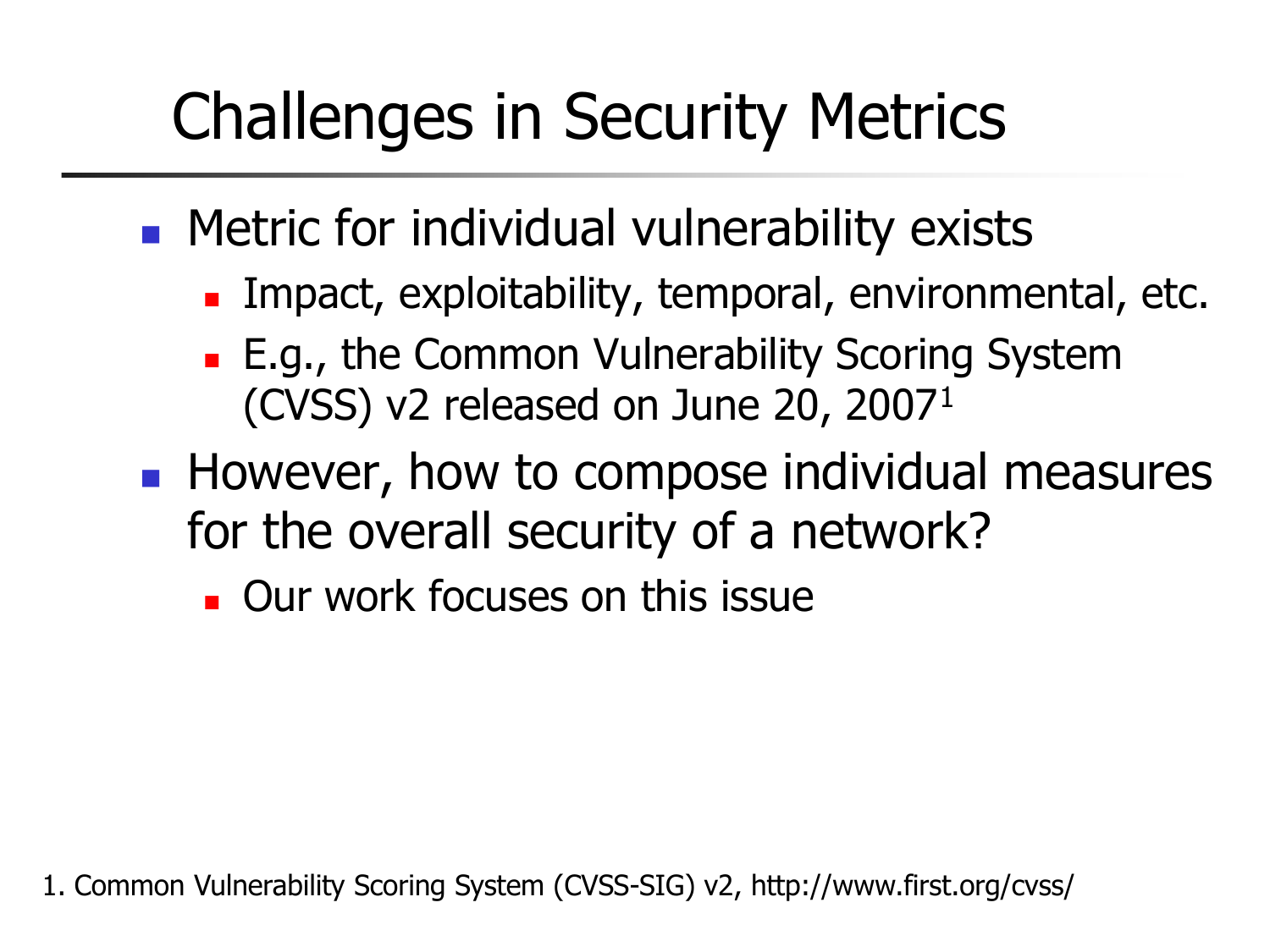# Challenges in Security Metrics

- Metric for individual vulnerability exists
  - Impact, exploitability, temporal, environmental, etc.
  - E.g., the Common Vulnerability Scoring System (CVSS) v2 released on June 20, 2007[1]
- However, how to compose individual measures for the overall security of a network?
  - Our work focuses on this issue

1. Common Vulnerability Scoring System (CVSS-SIG) v2, http://www.first.org/cvss/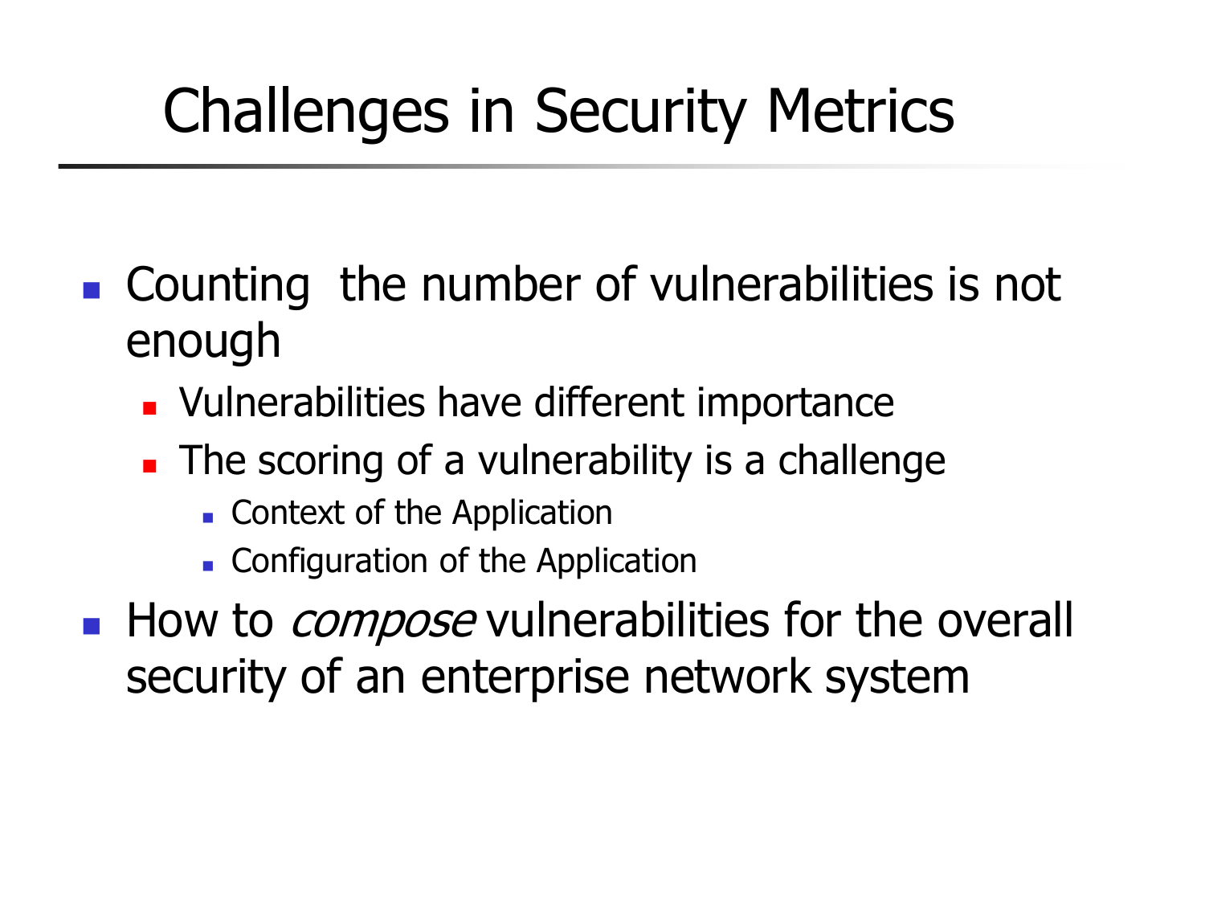# Challenges in Security Metrics

- Counting the number of vulnerabilities is not enough
  - Vulnerabilities have different importance
  - The scoring of a vulnerability is a challenge
    - Context of the Application
    - Configuration of the Application
- How to *compose* vulnerabilities for the overall security of an enterprise network system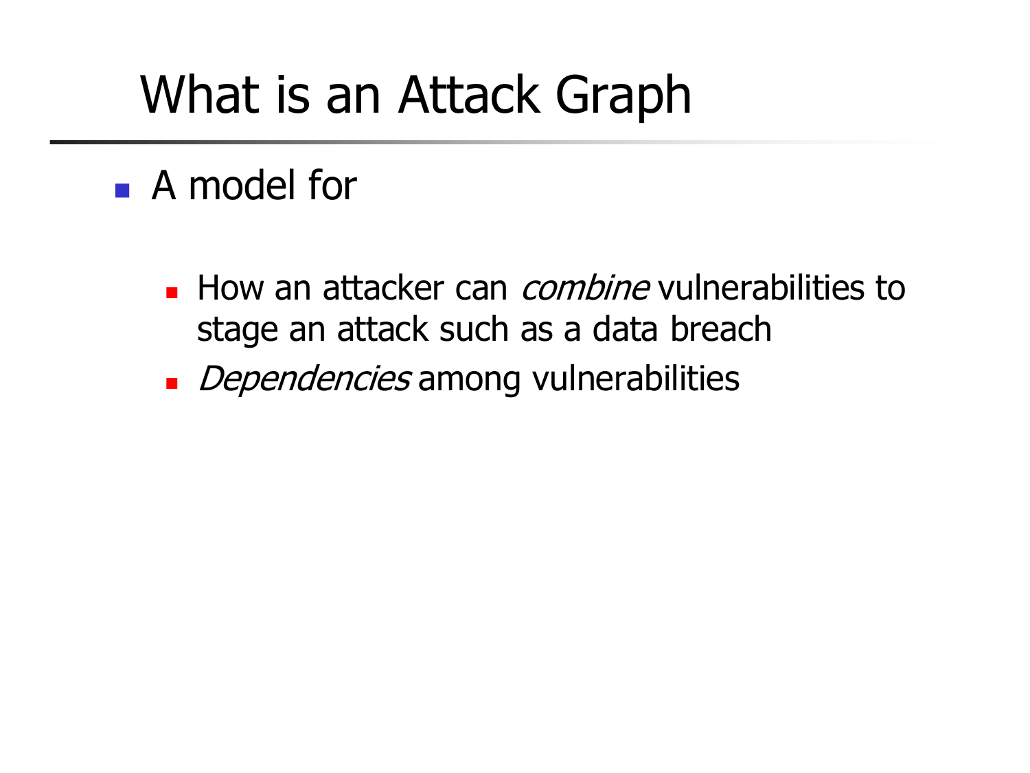# What is an Attack Graph

- A model for
  - How an attacker can *combine* vulnerabilities to stage an attack such as a data breach
  - *Dependencies* among vulnerabilities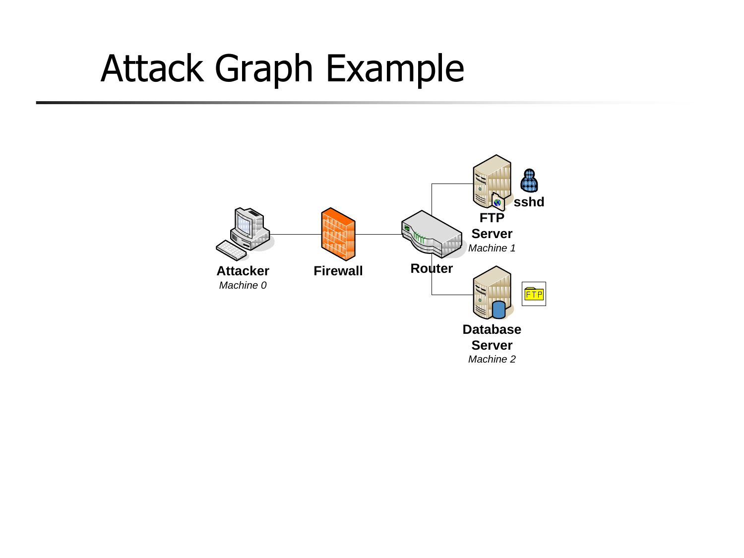# Attack Graph Example

**Attacker**
*Machine 0*

**Firewall**

**Router**

**sshd**

**FTP Server**
*Machine 1*

FTP

**Database Server**
*Machine 2*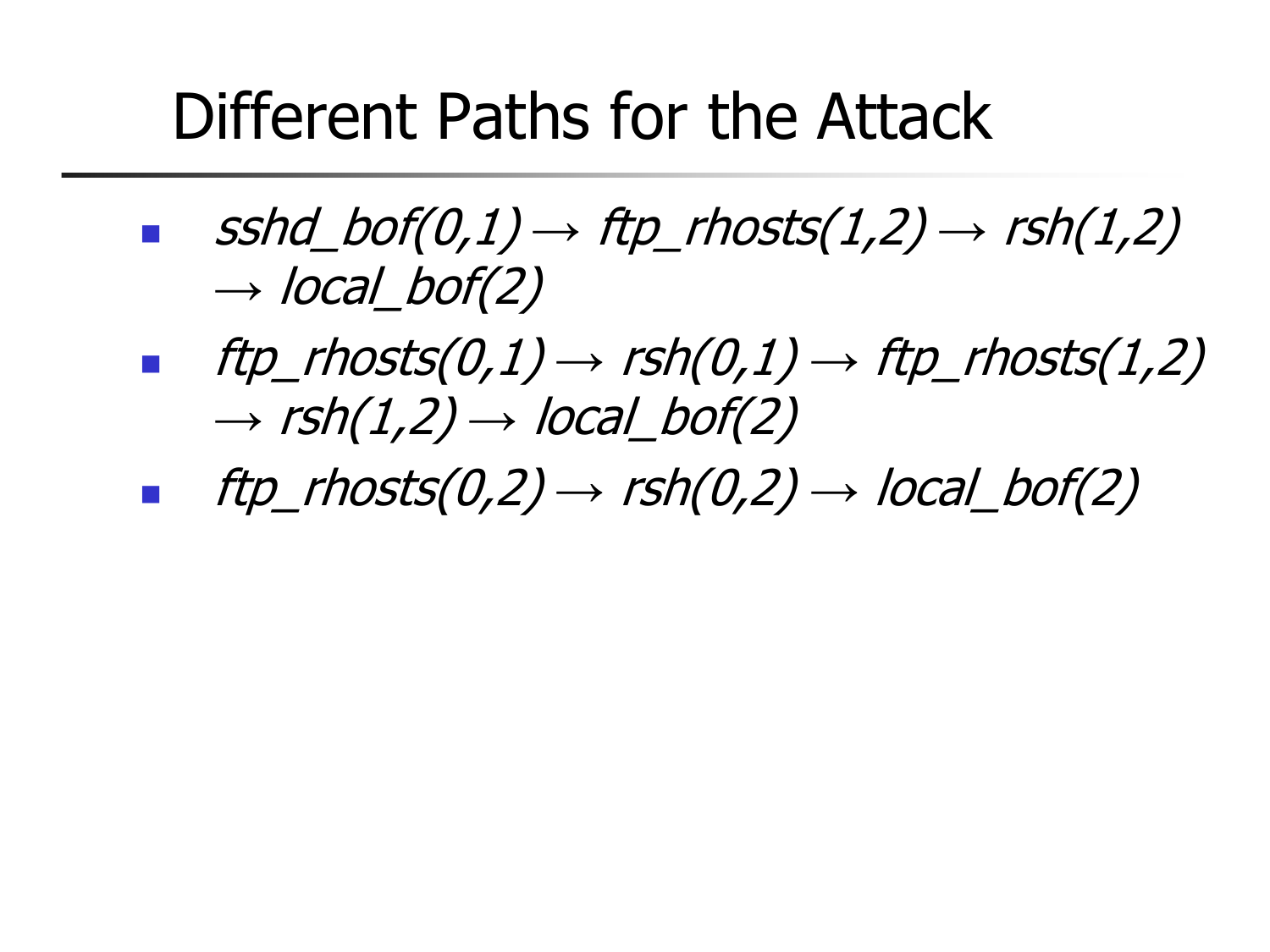# Different Paths for the Attack

- *sshd_bof(0,1) → ftp_rhosts(1,2) → rsh(1,2) → local_bof(2)*
- *ftp_rhosts(0,1) → rsh(0,1) → ftp_rhosts(1,2) → rsh(1,2) → local_bof(2)*
- *ftp_rhosts(0,2) → rsh(0,2) → local_bof(2)*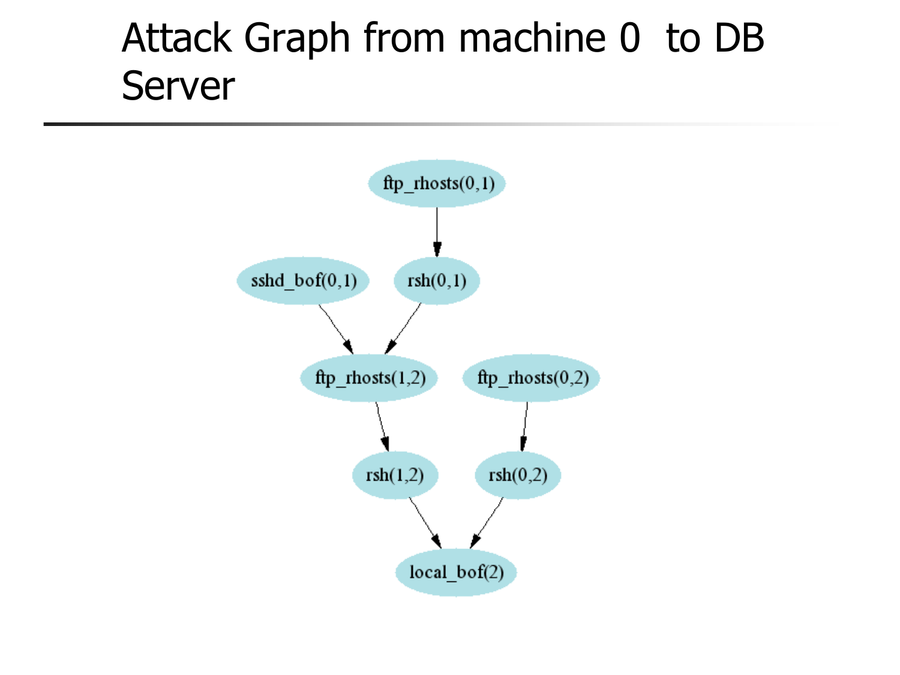# Attack Graph from machine 0 to DB Server

ftp_rhosts(0,1)

sshd_bof(0,1)

rsh(0,1)

ftp_rhosts(1,2)

ftp_rhosts(0,2)

rsh(1,2)

rsh(0,2)

local_bof(2)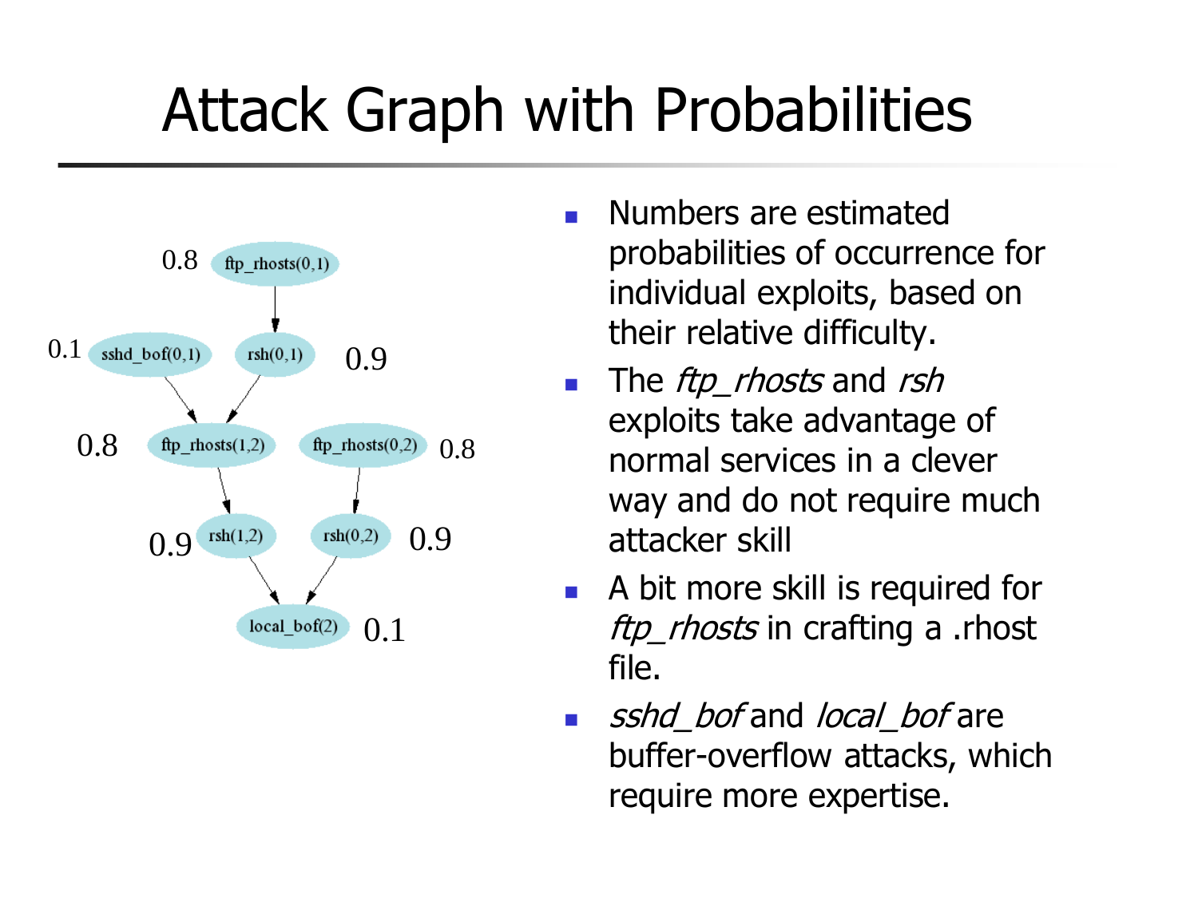# Attack Graph with Probabilities

- Numbers are estimated probabilities of occurrence for individual exploits, based on their relative difficulty.
- The *ftp_rhosts* and *rsh* exploits take advantage of normal services in a clever way and do not require much attacker skill
- A bit more skill is required for *ftp_rhosts* in crafting a .rhost file.
- *sshd_bof* and *local_bof* are buffer-overflow attacks, which require more expertise.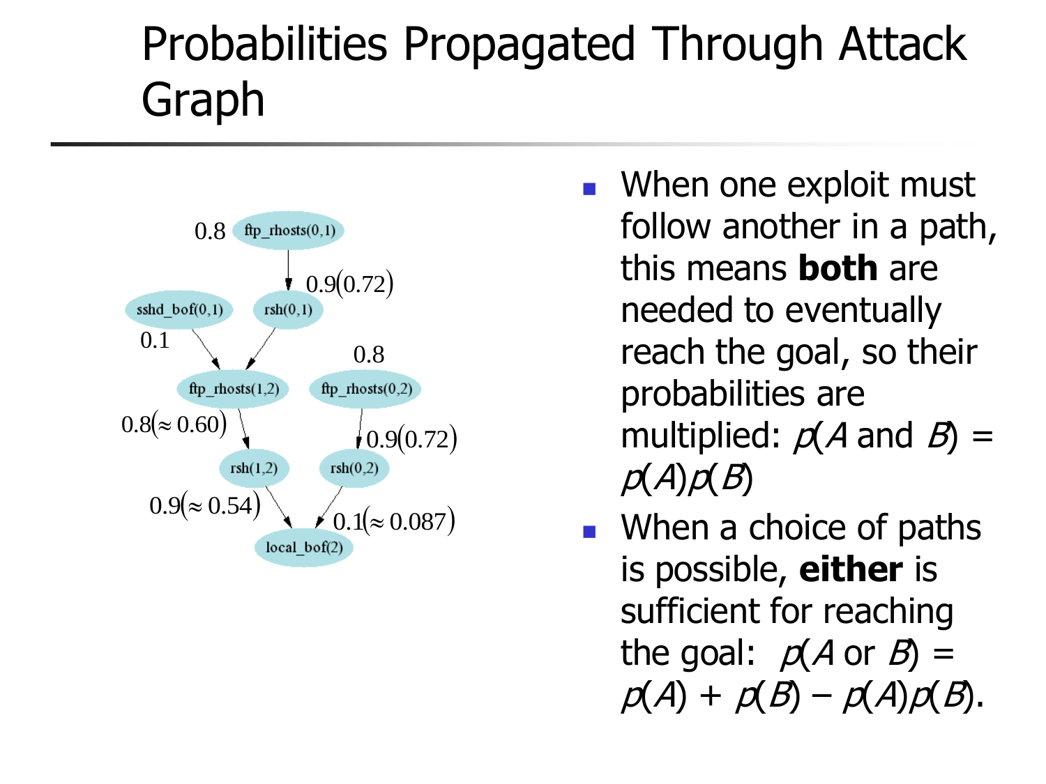# Probabilities Propagated Through Attack Graph

- When one exploit must follow another in a path, this means **both** are needed to eventually reach the goal, so their probabilities are multiplied: $p(A \text{ and } B) = p(A)p(B)$
- When a choice of paths is possible, **either** is sufficient for reaching the goal: $p(A \text{ or } B) = p(A) + p(B) - p(A)p(B)$.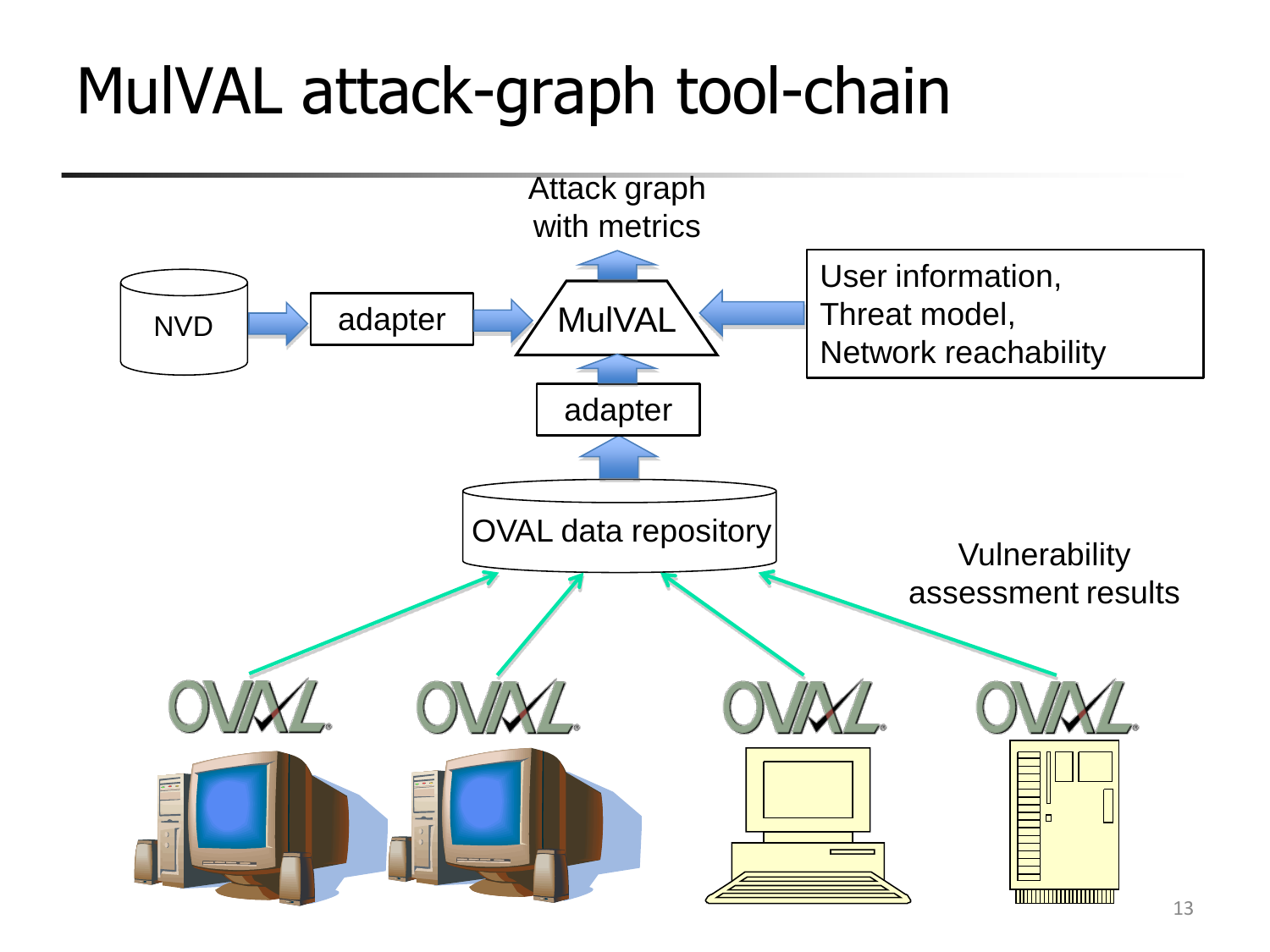# MulVAL attack-graph tool-chain

Attack graph with metrics

NVD

adapter

MulVAL

User information,
Threat model,
Network reachability

adapter

OVAL data repository

Vulnerability assessment results

OVAL

OVAL

OVAL

OVAL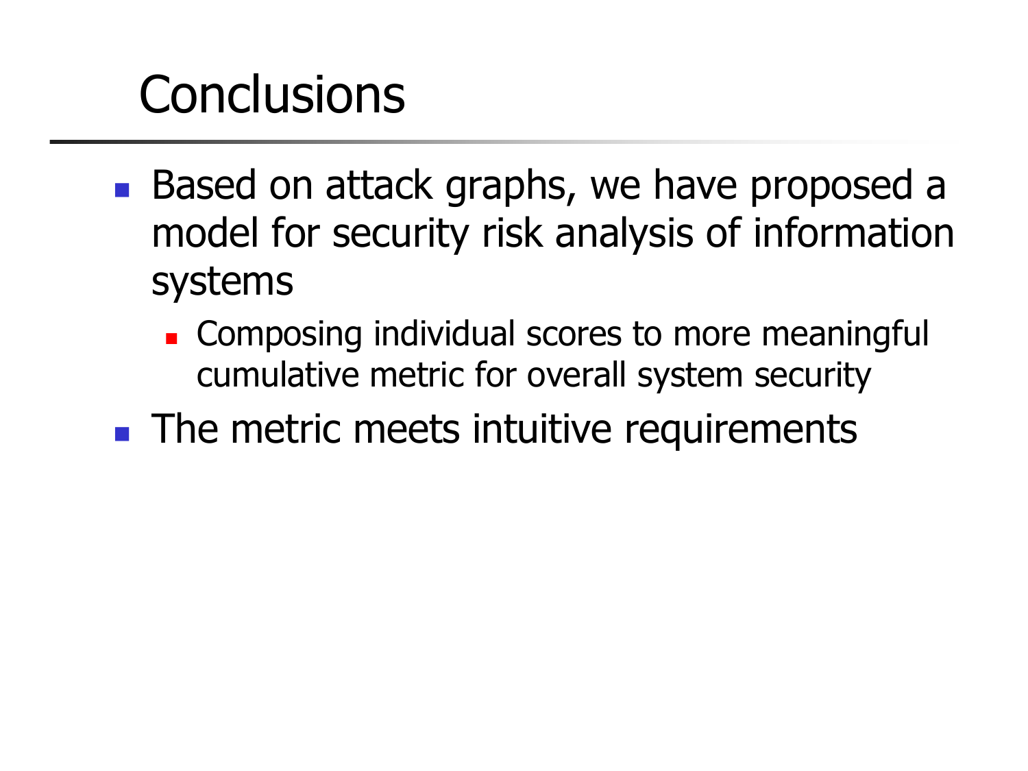# Conclusions

- Based on attack graphs, we have proposed a model for security risk analysis of information systems
  - Composing individual scores to more meaningful cumulative metric for overall system security
- The metric meets intuitive requirements